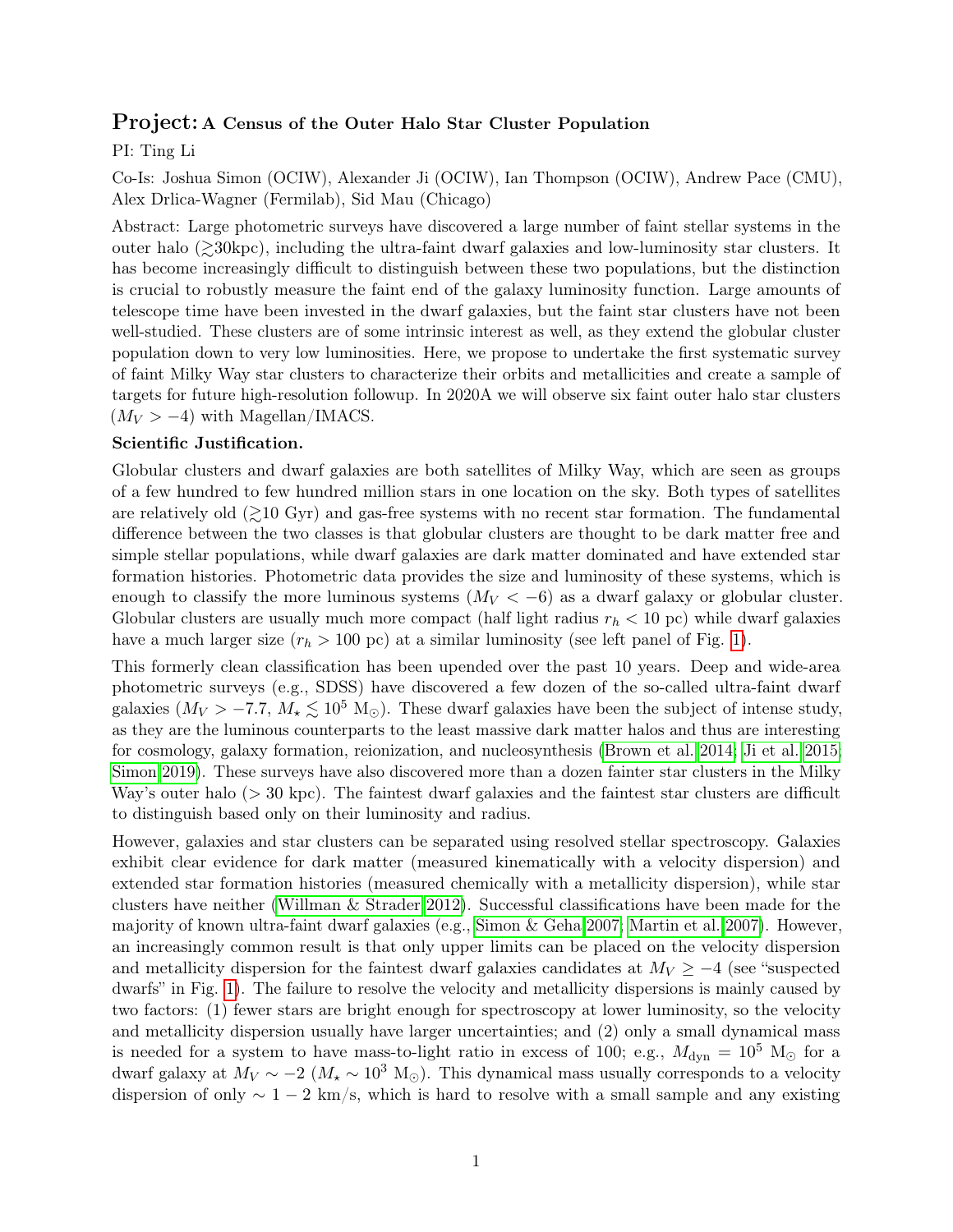# Project: A Census of the Outer Halo Star Cluster Population

PI: Ting Li

Co-Is: Joshua Simon (OCIW), Alexander Ji (OCIW), Ian Thompson (OCIW), Andrew Pace (CMU), Alex Drlica-Wagner (Fermilab), Sid Mau (Chicago)

Abstract: Large photometric surveys have discovered a large number of faint stellar systems in the outer halo ($\gtrsim$30kpc), including the ultra-faint dwarf galaxies and low-luminosity star clusters. It has become increasingly difficult to distinguish between these two populations, but the distinction is crucial to robustly measure the faint end of the galaxy luminosity function. Large amounts of telescope time have been invested in the dwarf galaxies, but the faint star clusters have not been well-studied. These clusters are of some intrinsic interest as well, as they extend the globular cluster population down to very low luminosities. Here, we propose to undertake the first systematic survey of faint Milky Way star clusters to characterize their orbits and metallicities and create a sample of targets for future high-resolution followup. In 2020A we will observe six faint outer halo star clusters ($M_V > -4$) with Magellan/IMACS.

**Scientific Justification.**

Globular clusters and dwarf galaxies are both satellites of Milky Way, which are seen as groups of a few hundred to few hundred million stars in one location on the sky. Both types of satellites are relatively old ($\gtrsim$10 Gyr) and gas-free systems with no recent star formation. The fundamental difference between the two classes is that globular clusters are thought to be dark matter free and simple stellar populations, while dwarf galaxies are dark matter dominated and have extended star formation histories. Photometric data provides the size and luminosity of these systems, which is enough to classify the more luminous systems ($M_V < -6$) as a dwarf galaxy or globular cluster. Globular clusters are usually much more compact (half light radius $r_h < 10$ pc) while dwarf galaxies have a much larger size ($r_h > 100$ pc) at a similar luminosity (see left panel of Fig. 1).

This formerly clean classification has been upended over the past 10 years. Deep and wide-area photometric surveys (e.g., SDSS) have discovered a few dozen of the so-called ultra-faint dwarf galaxies ($M_V > -7.7$, $M_\star \lesssim 10^5$ M$_\odot$). These dwarf galaxies have been the subject of intense study, as they are the luminous counterparts to the least massive dark matter halos and thus are interesting for cosmology, galaxy formation, reionization, and nucleosynthesis (Brown et al. 2014; Ji et al. 2015; Simon 2019). These surveys have also discovered more than a dozen fainter star clusters in the Milky Way's outer halo ($> 30$ kpc). The faintest dwarf galaxies and the faintest star clusters are difficult to distinguish based only on their luminosity and radius.

However, galaxies and star clusters can be separated using resolved stellar spectroscopy. Galaxies exhibit clear evidence for dark matter (measured kinematically with a velocity dispersion) and extended star formation histories (measured chemically with a metallicity dispersion), while star clusters have neither (Willman & Strader 2012). Successful classifications have been made for the majority of known ultra-faint dwarf galaxies (e.g., Simon & Geha 2007; Martin et al. 2007). However, an increasingly common result is that only upper limits can be placed on the velocity dispersion and metallicity dispersion for the faintest dwarf galaxies candidates at $M_V \geq -4$ (see "suspected dwarfs" in Fig. 1). The failure to resolve the velocity and metallicity dispersions is mainly caused by two factors: (1) fewer stars are bright enough for spectroscopy at lower luminosity, so the velocity and metallicity dispersion usually have larger uncertainties; and (2) only a small dynamical mass is needed for a system to have mass-to-light ratio in excess of 100; e.g., $M_{\rm dyn} = 10^5$ M$_\odot$ for a dwarf galaxy at $M_V \sim -2$ ($M_\star \sim 10^3$ M$_\odot$). This dynamical mass usually corresponds to a velocity dispersion of only $\sim 1-2$ km/s, which is hard to resolve with a small sample and any existing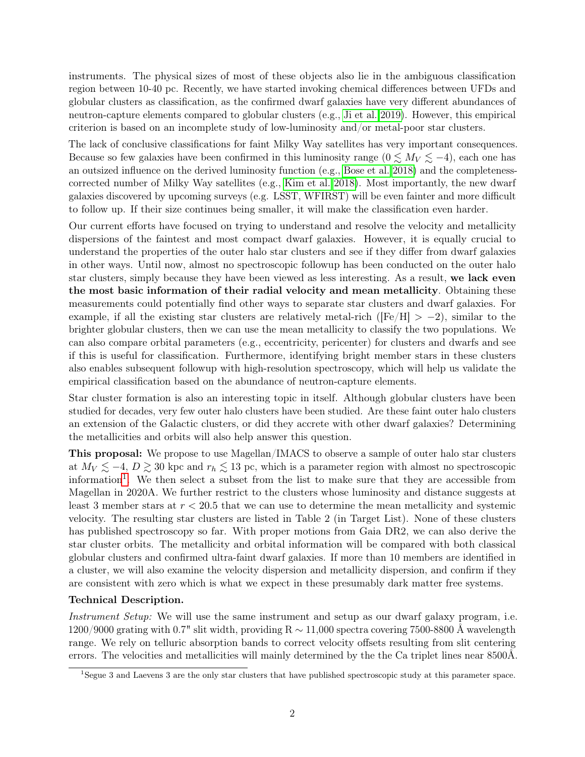instruments. The physical sizes of most of these objects also lie in the ambiguous classification region between 10-40 pc. Recently, we have started invoking chemical differences between UFDs and globular clusters as classification, as the confirmed dwarf galaxies have very different abundances of neutron-capture elements compared to globular clusters (e.g., Ji et al. 2019). However, this empirical criterion is based on an incomplete study of low-luminosity and/or metal-poor star clusters.

The lack of conclusive classifications for faint Milky Way satellites has very important consequences. Because so few galaxies have been confirmed in this luminosity range ($0 \lesssim M_V \lesssim -4$), each one has an outsized influence on the derived luminosity function (e.g., Bose et al. 2018) and the completeness-corrected number of Milky Way satellites (e.g., Kim et al. 2018). Most importantly, the new dwarf galaxies discovered by upcoming surveys (e.g. LSST, WFIRST) will be even fainter and more difficult to follow up. If their size continues being smaller, it will make the classification even harder.

Our current efforts have focused on trying to understand and resolve the velocity and metallicity dispersions of the faintest and most compact dwarf galaxies. However, it is equally crucial to understand the properties of the outer halo star clusters and see if they differ from dwarf galaxies in other ways. Until now, almost no spectroscopic followup has been conducted on the outer halo star clusters, simply because they have been viewed as less interesting. As a result, **we lack even the most basic information of their radial velocity and mean metallicity**. Obtaining these measurements could potentially find other ways to separate star clusters and dwarf galaxies. For example, if all the existing star clusters are relatively metal-rich ([Fe/H] $> -2$), similar to the brighter globular clusters, then we can use the mean metallicity to classify the two populations. We can also compare orbital parameters (e.g., eccentricity, pericenter) for clusters and dwarfs and see if this is useful for classification. Furthermore, identifying bright member stars in these clusters also enables subsequent followup with high-resolution spectroscopy, which will help us validate the empirical classification based on the abundance of neutron-capture elements.

Star cluster formation is also an interesting topic in itself. Although globular clusters have been studied for decades, very few outer halo clusters have been studied. Are these faint outer halo clusters an extension of the Galactic clusters, or did they accrete with other dwarf galaxies? Determining the metallicities and orbits will also help answer this question.

**This proposal:** We propose to use Magellan/IMACS to observe a sample of outer halo star clusters at $M_V \lesssim -4$, $D \gtrsim 30$ kpc and $r_h \lesssim 13$ pc, which is a parameter region with almost no spectroscopic information[1]. We then select a subset from the list to make sure that they are accessible from Magellan in 2020A. We further restrict to the clusters whose luminosity and distance suggests at least 3 member stars at $r < 20.5$ that we can use to determine the mean metallicity and systemic velocity. The resulting star clusters are listed in Table 2 (in Target List). None of these clusters has published spectroscopy so far. With proper motions from Gaia DR2, we can also derive the star cluster orbits. The metallicity and orbital information will be compared with both classical globular clusters and confirmed ultra-faint dwarf galaxies. If more than 10 members are identified in a cluster, we will also examine the velocity dispersion and metallicity dispersion, and confirm if they are consistent with zero which is what we expect in these presumably dark matter free systems.

**Technical Description.**

*Instrument Setup:* We will use the same instrument and setup as our dwarf galaxy program, i.e. 1200/9000 grating with 0.7" slit width, providing R $\sim$ 11,000 spectra covering 7500-8800 Å wavelength range. We rely on telluric absorption bands to correct velocity offsets resulting from slit centering errors. The velocities and metallicities will mainly determined by the the Ca triplet lines near 8500Å.

[1] Segue 3 and Laevens 3 are the only star clusters that have published spectroscopic study at this parameter space.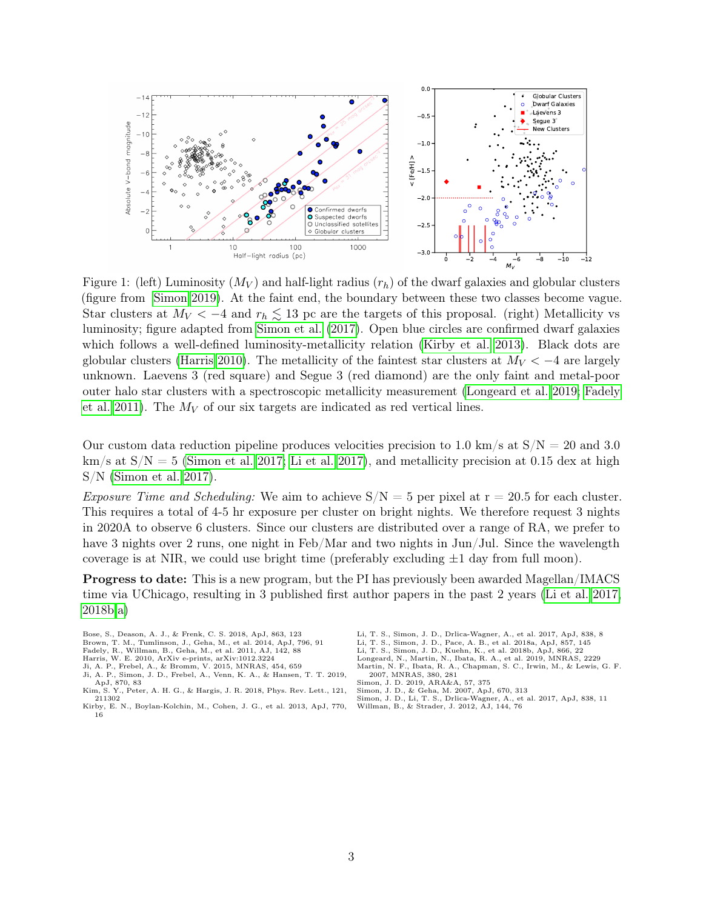Figure 1: (left) Luminosity ($M_V$) and half-light radius ($r_h$) of the dwarf galaxies and globular clusters (figure from Simon 2019). At the faint end, the boundary between these two classes become vague. Star clusters at $M_V < -4$ and $r_h \lesssim 13$ pc are the targets of this proposal. (right) Metallicity vs luminosity; figure adapted from Simon et al. (2017). Open blue circles are confirmed dwarf galaxies which follows a well-defined luminosity-metallicity relation (Kirby et al. 2013). Black dots are globular clusters (Harris 2010). The metallicity of the faintest star clusters at $M_V < -4$ are largely unknown. Laevens 3 (red square) and Segue 3 (red diamond) are the only faint and metal-poor outer halo star clusters with a spectroscopic metallicity measurement (Longeard et al. 2019; Fadely et al. 2011). The $M_V$ of our six targets are indicated as red vertical lines.

Our custom data reduction pipeline produces velocities precision to 1.0 km/s at S/N = 20 and 3.0 km/s at S/N = 5 (Simon et al. 2017; Li et al. 2017), and metallicity precision at 0.15 dex at high S/N (Simon et al. 2017).

*Exposure Time and Scheduling:* We aim to achieve S/N = 5 per pixel at r = 20.5 for each cluster. This requires a total of 4-5 hr exposure per cluster on bright nights. We therefore request 3 nights in 2020A to observe 6 clusters. Since our clusters are distributed over a range of RA, we prefer to have 3 nights over 2 runs, one night in Feb/Mar and two nights in Jun/Jul. Since the wavelength coverage is at NIR, we could use bright time (preferably excluding ±1 day from full moon).

**Progress to date:** This is a new program, but the PI has previously been awarded Magellan/IMACS time via UChicago, resulting in 3 published first author papers in the past 2 years (Li et al. 2017, 2018b,a)

Bose, S., Deason, A. J., & Frenk, C. S. 2018, ApJ, 863, 123
Brown, T. M., Tumlinson, J., Geha, M., et al. 2014, ApJ, 796, 91
Fadely, R., Willman, B., Geha, M., et al. 2011, AJ, 142, 88
Harris, W. E. 2010, ArXiv e-prints, arXiv:1012.3224
Ji, A. P., Frebel, A., & Bromm, V. 2015, MNRAS, 454, 659
Ji, A. P., Simon, J. D., Frebel, A., Venn, K. A., & Hansen, T. T. 2019, ApJ, 870, 83
Kim, S. Y., Peter, A. H. G., & Hargis, J. R. 2018, Phys. Rev. Lett., 121, 211302
Kirby, E. N., Boylan-Kolchin, M., Cohen, J. G., et al. 2013, ApJ, 770, 16
Li, T. S., Simon, J. D., Drlica-Wagner, A., et al. 2017, ApJ, 838, 8
Li, T. S., Simon, J. D., Pace, A. B., et al. 2018a, ApJ, 857, 145
Li, T. S., Simon, J. D., Kuehn, K., et al. 2018b, ApJ, 866, 22
Longeard, N., Martin, N., Ibata, R. A., et al. 2019, MNRAS, 2229
Martin, N. F., Ibata, R. A., Chapman, S. C., Irwin, M., & Lewis, G. F. 2007, MNRAS, 380, 281
Simon, J. D. 2019, ARA&A, 57, 375
Simon, J. D., & Geha, M. 2007, ApJ, 670, 313
Simon, J. D., Li, T. S., Drlica-Wagner, A., et al. 2017, ApJ, 838, 11
Willman, B., & Strader, J. 2012, AJ, 144, 76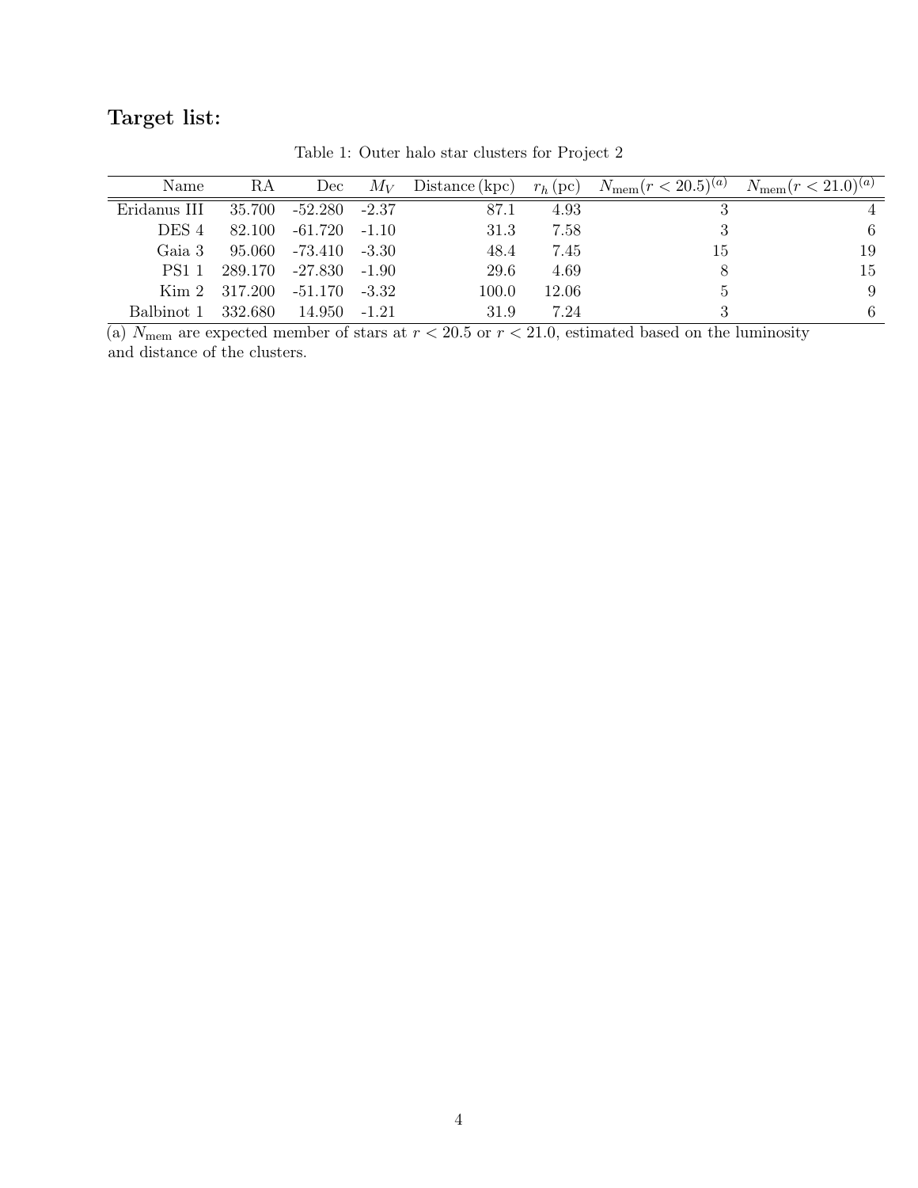**Target list:**

Table 1: Outer halo star clusters for Project 2

| Name | RA | Dec | $M_V$ | Distance (kpc) | $r_h$ (pc) | $N_{\mathrm{mem}}(r < 20.5)^{(a)}$ | $N_{\mathrm{mem}}(r < 21.0)^{(a)}$ |
|---|---|---|---|---|---|---|---|
| Eridanus III | 35.700 | -52.280 | -2.37 | 87.1 | 4.93 | 3 | 4 |
| DES 4 | 82.100 | -61.720 | -1.10 | 31.3 | 7.58 | 3 | 6 |
| Gaia 3 | 95.060 | -73.410 | -3.30 | 48.4 | 7.45 | 15 | 19 |
| PS1 1 | 289.170 | -27.830 | -1.90 | 29.6 | 4.69 | 8 | 15 |
| Kim 2 | 317.200 | -51.170 | -3.32 | 100.0 | 12.06 | 5 | 9 |
| Balbinot 1 | 332.680 | 14.950 | -1.21 | 31.9 | 7.24 | 3 | 6 |

(a) $N_{\mathrm{mem}}$ are expected member of stars at $r < 20.5$ or $r < 21.0$, estimated based on the luminosity and distance of the clusters.